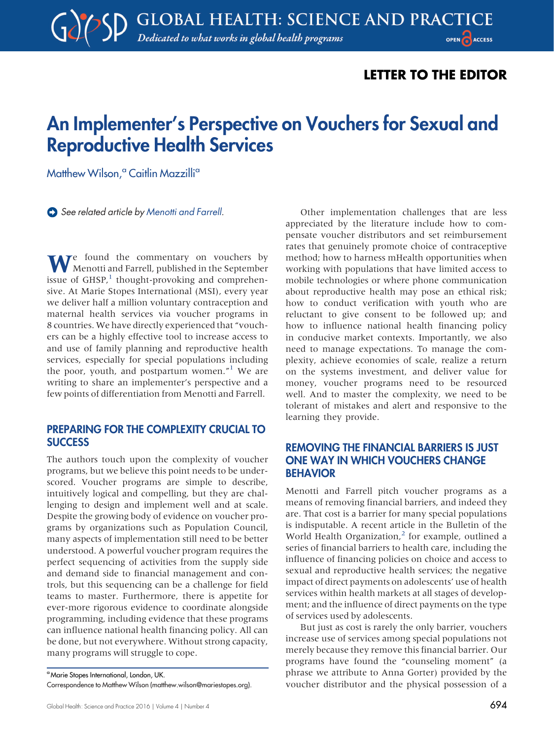LETTER TO THE EDITOR

# An Implementer's Perspective on Vouchers for Sexual and Reproductive Health Services

Matthew Wilson,[a] Caitlin Mazzilli[a]

*See related article by Menotti and Farrell.*

We found the commentary on vouchers by Menotti and Farrell, published in the September issue of GHSP,[1] thought-provoking and comprehensive. At Marie Stopes International (MSI), every year we deliver half a million voluntary contraception and maternal health services via voucher programs in 8 countries. We have directly experienced that "vouchers can be a highly effective tool to increase access to and use of family planning and reproductive health services, especially for special populations including the poor, youth, and postpartum women."[1] We are writing to share an implementer's perspective and a few points of differentiation from Menotti and Farrell.

## PREPARING FOR THE COMPLEXITY CRUCIAL TO SUCCESS

The authors touch upon the complexity of voucher programs, but we believe this point needs to be underscored. Voucher programs are simple to describe, intuitively logical and compelling, but they are challenging to design and implement well and at scale. Despite the growing body of evidence on voucher programs by organizations such as Population Council, many aspects of implementation still need to be better understood. A powerful voucher program requires the perfect sequencing of activities from the supply side and demand side to financial management and controls, but this sequencing can be a challenge for field teams to master. Furthermore, there is appetite for ever-more rigorous evidence to coordinate alongside programming, including evidence that these programs can influence national health financing policy. All can be done, but not everywhere. Without strong capacity, many programs will struggle to cope.

Other implementation challenges that are less appreciated by the literature include how to compensate voucher distributors and set reimbursement rates that genuinely promote choice of contraceptive method; how to harness mHealth opportunities when working with populations that have limited access to mobile technologies or where phone communication about reproductive health may pose an ethical risk; how to conduct verification with youth who are reluctant to give consent to be followed up; and how to influence national health financing policy in conducive market contexts. Importantly, we also need to manage expectations. To manage the complexity, achieve economies of scale, realize a return on the systems investment, and deliver value for money, voucher programs need to be resourced well. And to master the complexity, we need to be tolerant of mistakes and alert and responsive to the learning they provide.

## REMOVING THE FINANCIAL BARRIERS IS JUST ONE WAY IN WHICH VOUCHERS CHANGE BEHAVIOR

Menotti and Farrell pitch voucher programs as a means of removing financial barriers, and indeed they are. That cost is a barrier for many special populations is indisputable. A recent article in the Bulletin of the World Health Organization,[2] for example, outlined a series of financial barriers to health care, including the influence of financing policies on choice and access to sexual and reproductive health services; the negative impact of direct payments on adolescents' use of health services within health markets at all stages of development; and the influence of direct payments on the type of services used by adolescents.

But just as cost is rarely the only barrier, vouchers increase use of services among special populations not merely because they remove this financial barrier. Our programs have found the "counseling moment" (a phrase we attribute to Anna Gorter) provided by the voucher distributor and the physical possession of a

[a] Marie Stopes International, London, UK.
Correspondence to Matthew Wilson (matthew.wilson@mariestopes.org).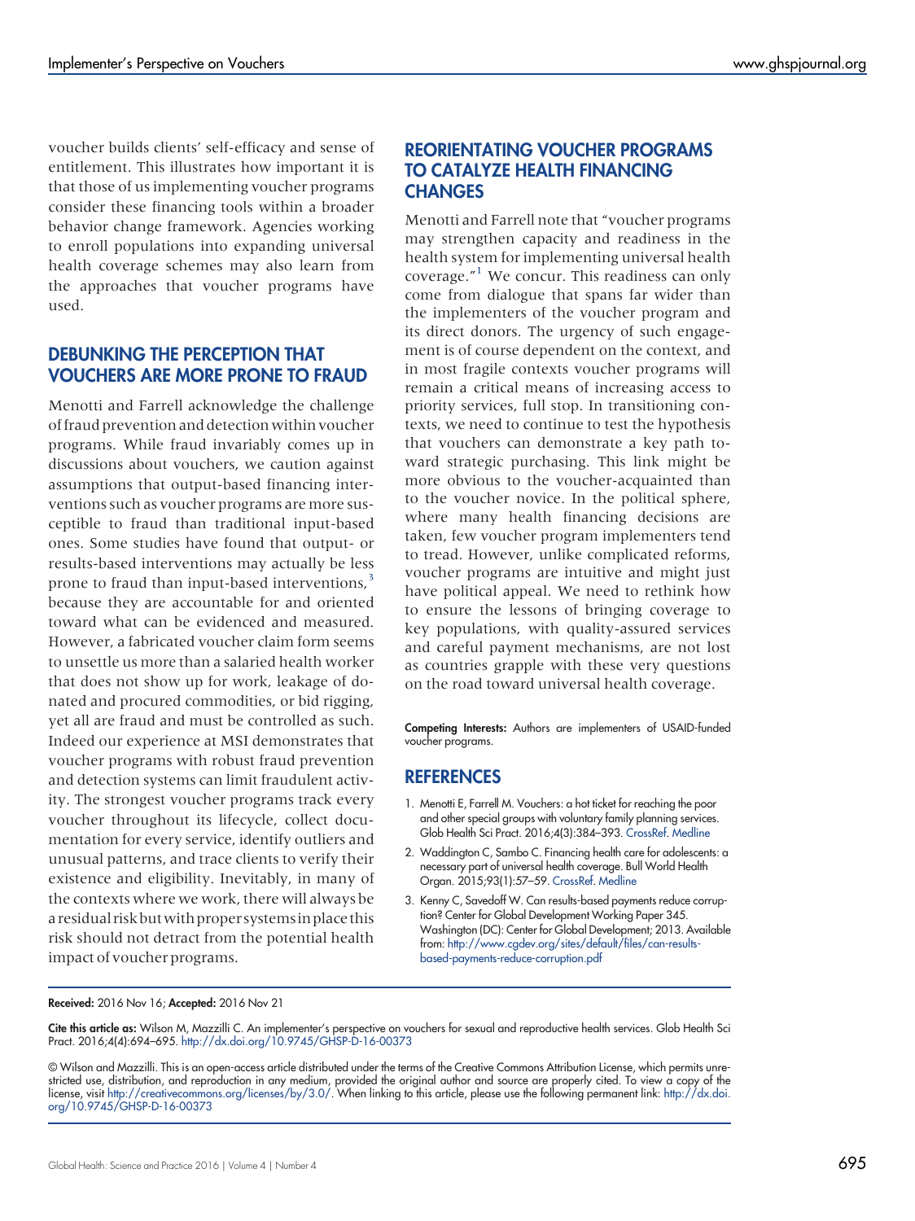voucher builds clients' self-efficacy and sense of entitlement. This illustrates how important it is that those of us implementing voucher programs consider these financing tools within a broader behavior change framework. Agencies working to enroll populations into expanding universal health coverage schemes may also learn from the approaches that voucher programs have used.

## DEBUNKING THE PERCEPTION THAT VOUCHERS ARE MORE PRONE TO FRAUD

Menotti and Farrell acknowledge the challenge of fraud prevention and detection within voucher programs. While fraud invariably comes up in discussions about vouchers, we caution against assumptions that output-based financing interventions such as voucher programs are more susceptible to fraud than traditional input-based ones. Some studies have found that output- or results-based interventions may actually be less prone to fraud than input-based interventions,[3] because they are accountable for and oriented toward what can be evidenced and measured. However, a fabricated voucher claim form seems to unsettle us more than a salaried health worker that does not show up for work, leakage of donated and procured commodities, or bid rigging, yet all are fraud and must be controlled as such. Indeed our experience at MSI demonstrates that voucher programs with robust fraud prevention and detection systems can limit fraudulent activity. The strongest voucher programs track every voucher throughout its lifecycle, collect documentation for every service, identify outliers and unusual patterns, and trace clients to verify their existence and eligibility. Inevitably, in many of the contexts where we work, there will always be a residual risk but with proper systems in place this risk should not detract from the potential health impact of voucher programs.

## REORIENTATING VOUCHER PROGRAMS TO CATALYZE HEALTH FINANCING CHANGES

Menotti and Farrell note that "voucher programs may strengthen capacity and readiness in the health system for implementing universal health coverage."[1] We concur. This readiness can only come from dialogue that spans far wider than the implementers of the voucher program and its direct donors. The urgency of such engagement is of course dependent on the context, and in most fragile contexts voucher programs will remain a critical means of increasing access to priority services, full stop. In transitioning contexts, we need to continue to test the hypothesis that vouchers can demonstrate a key path toward strategic purchasing. This link might be more obvious to the voucher-acquainted than to the voucher novice. In the political sphere, where many health financing decisions are taken, few voucher program implementers tend to tread. However, unlike complicated reforms, voucher programs are intuitive and might just have political appeal. We need to rethink how to ensure the lessons of bringing coverage to key populations, with quality-assured services and careful payment mechanisms, are not lost as countries grapple with these very questions on the road toward universal health coverage.

**Competing Interests:** Authors are implementers of USAID-funded voucher programs.

## REFERENCES

1. Menotti E, Farrell M. Vouchers: a hot ticket for reaching the poor and other special groups with voluntary family planning services. Glob Health Sci Pract. 2016;4(3):384–393. CrossRef. Medline
2. Waddington C, Sambo C. Financing health care for adolescents: a necessary part of universal health coverage. Bull World Health Organ. 2015;93(1):57–59. CrossRef. Medline
3. Kenny C, Savedoff W. Can results-based payments reduce corruption? Center for Global Development Working Paper 345. Washington (DC): Center for Global Development; 2013. Available from: http://www.cgdev.org/sites/default/files/can-results-based-payments-reduce-corruption.pdf

**Received:** 2016 Nov 16; **Accepted:** 2016 Nov 21

**Cite this article as:** Wilson M, Mazzilli C. An implementer's perspective on vouchers for sexual and reproductive health services. Glob Health Sci Pract. 2016;4(4):694–695. http://dx.doi.org/10.9745/GHSP-D-16-00373

© Wilson and Mazzilli. This is an open-access article distributed under the terms of the Creative Commons Attribution License, which permits unrestricted use, distribution, and reproduction in any medium, provided the original author and source are properly cited. To view a copy of the license, visit http://creativecommons.org/licenses/by/3.0/. When linking to this article, please use the following permanent link: http://dx.doi.org/10.9745/GHSP-D-16-00373